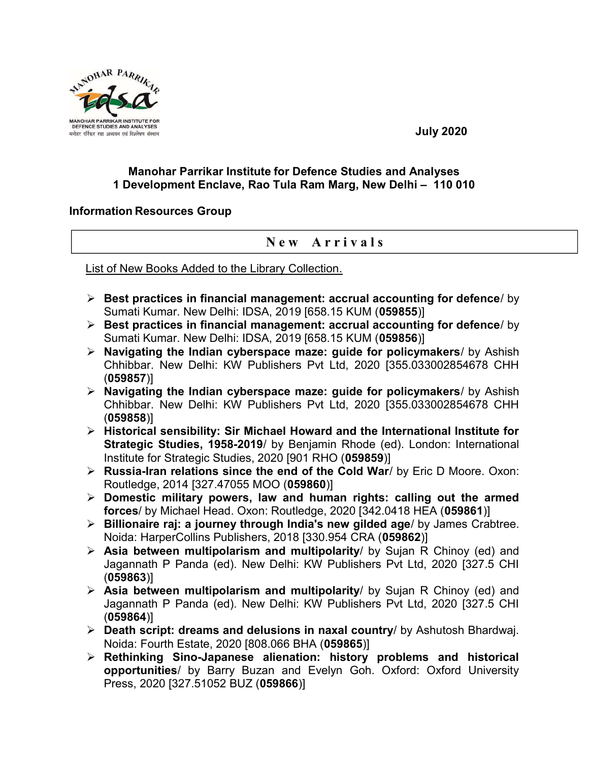July 2020

**Manohar Parrikar Institute for Defence Studies and Analyses**
**1 Development Enclave, Rao Tula Ram Marg, New Delhi – 110 010**

**Information Resources Group**

## New Arrivals

List of New Books Added to the Library Collection.

- **Best practices in financial management: accrual accounting for defence**/ by Sumati Kumar. New Delhi: IDSA, 2019 [658.15 KUM (**059855**)]
- **Best practices in financial management: accrual accounting for defence**/ by Sumati Kumar. New Delhi: IDSA, 2019 [658.15 KUM (**059856**)]
- **Navigating the Indian cyberspace maze: guide for policymakers**/ by Ashish Chhibbar. New Delhi: KW Publishers Pvt Ltd, 2020 [355.033002854678 CHH (**059857**)]
- **Navigating the Indian cyberspace maze: guide for policymakers**/ by Ashish Chhibbar. New Delhi: KW Publishers Pvt Ltd, 2020 [355.033002854678 CHH (**059858**)]
- **Historical sensibility: Sir Michael Howard and the International Institute for Strategic Studies, 1958-2019**/ by Benjamin Rhode (ed). London: International Institute for Strategic Studies, 2020 [901 RHO (**059859**)]
- **Russia-Iran relations since the end of the Cold War**/ by Eric D Moore. Oxon: Routledge, 2014 [327.47055 MOO (**059860**)]
- **Domestic military powers, law and human rights: calling out the armed forces**/ by Michael Head. Oxon: Routledge, 2020 [342.0418 HEA (**059861**)]
- **Billionaire raj: a journey through India's new gilded age**/ by James Crabtree. Noida: HarperCollins Publishers, 2018 [330.954 CRA (**059862**)]
- **Asia between multipolarism and multipolarity**/ by Sujan R Chinoy (ed) and Jagannath P Panda (ed). New Delhi: KW Publishers Pvt Ltd, 2020 [327.5 CHI (**059863**)]
- **Asia between multipolarism and multipolarity**/ by Sujan R Chinoy (ed) and Jagannath P Panda (ed). New Delhi: KW Publishers Pvt Ltd, 2020 [327.5 CHI (**059864**)]
- **Death script: dreams and delusions in naxal country**/ by Ashutosh Bhardwaj. Noida: Fourth Estate, 2020 [808.066 BHA (**059865**)]
- **Rethinking Sino-Japanese alienation: history problems and historical opportunities**/ by Barry Buzan and Evelyn Goh. Oxford: Oxford University Press, 2020 [327.51052 BUZ (**059866**)]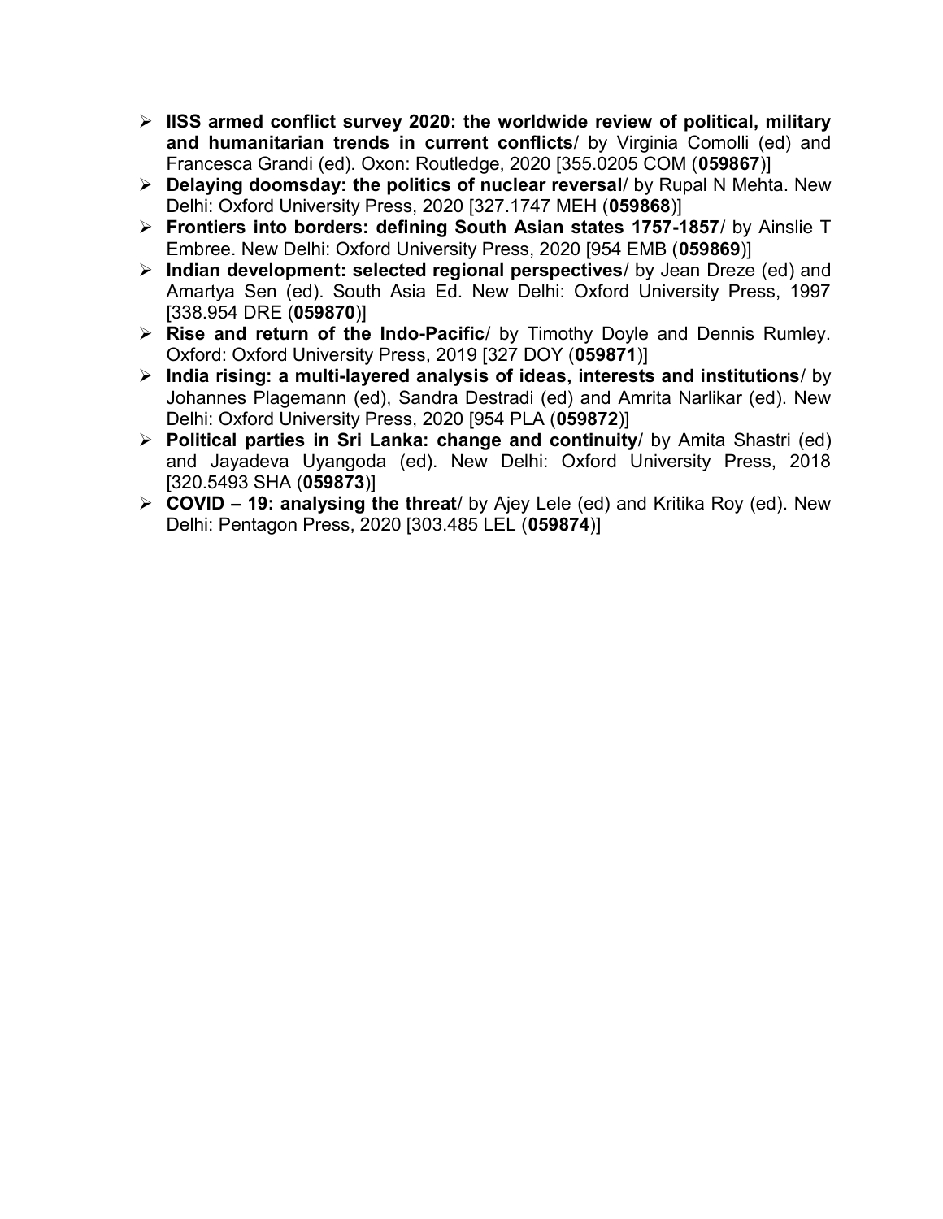- **IISS armed conflict survey 2020: the worldwide review of political, military and humanitarian trends in current conflicts**/ by Virginia Comolli (ed) and Francesca Grandi (ed). Oxon: Routledge, 2020 [355.0205 COM (**059867**)]
- **Delaying doomsday: the politics of nuclear reversal**/ by Rupal N Mehta. New Delhi: Oxford University Press, 2020 [327.1747 MEH (**059868**)]
- **Frontiers into borders: defining South Asian states 1757-1857**/ by Ainslie T Embree. New Delhi: Oxford University Press, 2020 [954 EMB (**059869**)]
- **Indian development: selected regional perspectives**/ by Jean Dreze (ed) and Amartya Sen (ed). South Asia Ed. New Delhi: Oxford University Press, 1997 [338.954 DRE (**059870**)]
- **Rise and return of the Indo-Pacific**/ by Timothy Doyle and Dennis Rumley. Oxford: Oxford University Press, 2019 [327 DOY (**059871**)]
- **India rising: a multi-layered analysis of ideas, interests and institutions**/ by Johannes Plagemann (ed), Sandra Destradi (ed) and Amrita Narlikar (ed). New Delhi: Oxford University Press, 2020 [954 PLA (**059872**)]
- **Political parties in Sri Lanka: change and continuity**/ by Amita Shastri (ed) and Jayadeva Uyangoda (ed). New Delhi: Oxford University Press, 2018 [320.5493 SHA (**059873**)]
- **COVID – 19: analysing the threat**/ by Ajey Lele (ed) and Kritika Roy (ed). New Delhi: Pentagon Press, 2020 [303.485 LEL (**059874**)]